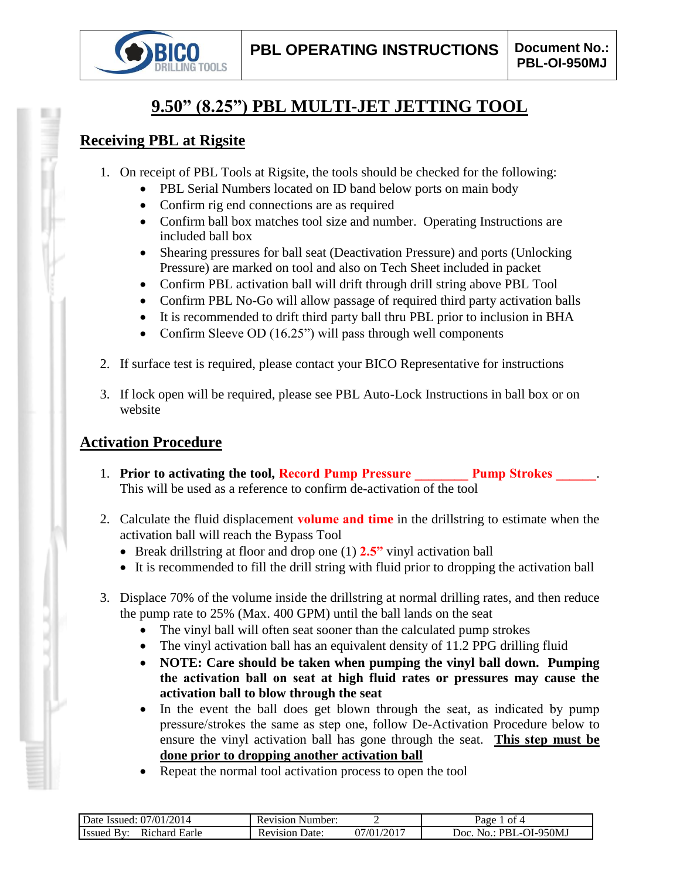| BICO DRILLING TOOLS | PBL OPERATING INSTRUCTIONS | Document No.: PBL-OI-950MJ |
|---|---|---|

# 9.50" (8.25") PBL MULTI-JET JETTING TOOL

## Receiving PBL at Rigsite

1. On receipt of PBL Tools at Rigsite, the tools should be checked for the following:
   - PBL Serial Numbers located on ID band below ports on main body
   - Confirm rig end connections are as required
   - Confirm ball box matches tool size and number. Operating Instructions are included ball box
   - Shearing pressures for ball seat (Deactivation Pressure) and ports (Unlocking Pressure) are marked on tool and also on Tech Sheet included in packet
   - Confirm PBL activation ball will drift through drill string above PBL Tool
   - Confirm PBL No-Go will allow passage of required third party activation balls
   - It is recommended to drift third party ball thru PBL prior to inclusion in BHA
   - Confirm Sleeve OD (16.25") will pass through well components

2. If surface test is required, please contact your BICO Representative for instructions

3. If lock open will be required, please see PBL Auto-Lock Instructions in ball box or on website

## Activation Procedure

1. **Prior to activating the tool, Record Pump Pressure ________ Pump Strokes ______.** This will be used as a reference to confirm de-activation of the tool

2. Calculate the fluid displacement **volume and time** in the drillstring to estimate when the activation ball will reach the Bypass Tool
   - Break drillstring at floor and drop one (1) **2.5"** vinyl activation ball
   - It is recommended to fill the drill string with fluid prior to dropping the activation ball

3. Displace 70% of the volume inside the drillstring at normal drilling rates, and then reduce the pump rate to 25% (Max. 400 GPM) until the ball lands on the seat
   - The vinyl ball will often seat sooner than the calculated pump strokes
   - The vinyl activation ball has an equivalent density of 11.2 PPG drilling fluid
   - **NOTE: Care should be taken when pumping the vinyl ball down. Pumping the activation ball on seat at high fluid rates or pressures may cause the activation ball to blow through the seat**
   - In the event the ball does get blown through the seat, as indicated by pump pressure/strokes the same as step one, follow De-Activation Procedure below to ensure the vinyl activation ball has gone through the seat. **This step must be done prior to dropping another activation ball**
   - Repeat the normal tool activation process to open the tool

| Date Issued: 07/01/2014 | Revision Number: 2 | |
|---|---|---|
| Issued By: Richard Earle | Revision Date: 07/01/2017 | Doc. No.: PBL-OI-950MJ |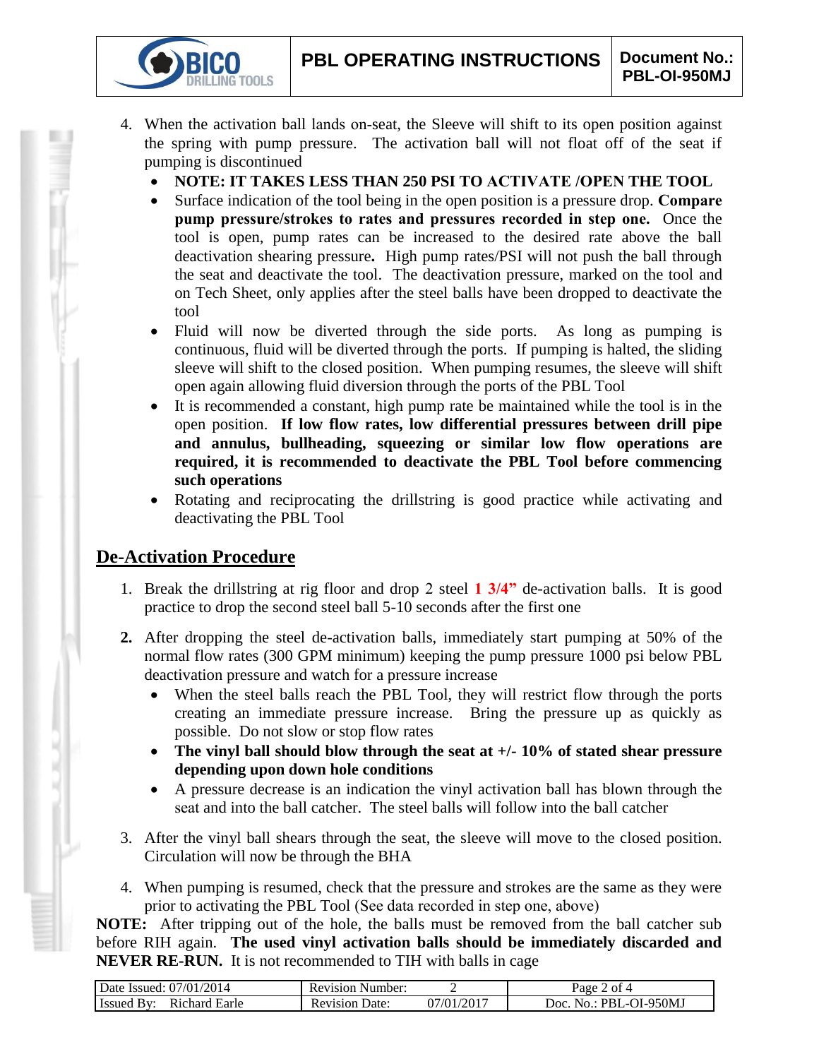4. When the activation ball lands on-seat, the Sleeve will shift to its open position against the spring with pump pressure. The activation ball will not float off of the seat if pumping is discontinued
   - **NOTE: IT TAKES LESS THAN 250 PSI TO ACTIVATE /OPEN THE TOOL**
   - Surface indication of the tool being in the open position is a pressure drop. **Compare pump pressure/strokes to rates and pressures recorded in step one.** Once the tool is open, pump rates can be increased to the desired rate above the ball deactivation shearing pressure**.** High pump rates/PSI will not push the ball through the seat and deactivate the tool. The deactivation pressure, marked on the tool and on Tech Sheet, only applies after the steel balls have been dropped to deactivate the tool
   - Fluid will now be diverted through the side ports. As long as pumping is continuous, fluid will be diverted through the ports. If pumping is halted, the sliding sleeve will shift to the closed position. When pumping resumes, the sleeve will shift open again allowing fluid diversion through the ports of the PBL Tool
   - It is recommended a constant, high pump rate be maintained while the tool is in the open position. **If low flow rates, low differential pressures between drill pipe and annulus, bullheading, squeezing or similar low flow operations are required, it is recommended to deactivate the PBL Tool before commencing such operations**
   - Rotating and reciprocating the drillstring is good practice while activating and deactivating the PBL Tool

## De-Activation Procedure

1. Break the drillstring at rig floor and drop 2 steel **1 3/4”** de-activation balls. It is good practice to drop the second steel ball 5-10 seconds after the first one

2. After dropping the steel de-activation balls, immediately start pumping at 50% of the normal flow rates (300 GPM minimum) keeping the pump pressure 1000 psi below PBL deactivation pressure and watch for a pressure increase
   - When the steel balls reach the PBL Tool, they will restrict flow through the ports creating an immediate pressure increase. Bring the pressure up as quickly as possible. Do not slow or stop flow rates
   - **The vinyl ball should blow through the seat at +/- 10% of stated shear pressure depending upon down hole conditions**
   - A pressure decrease is an indication the vinyl activation ball has blown through the seat and into the ball catcher. The steel balls will follow into the ball catcher

3. After the vinyl ball shears through the seat, the sleeve will move to the closed position. Circulation will now be through the BHA

4. When pumping is resumed, check that the pressure and strokes are the same as they were prior to activating the PBL Tool (See data recorded in step one, above)

**NOTE:** After tripping out of the hole, the balls must be removed from the ball catcher sub before RIH again. **The used vinyl activation balls should be immediately discarded and NEVER RE-RUN.** It is not recommended to TIH with balls in cage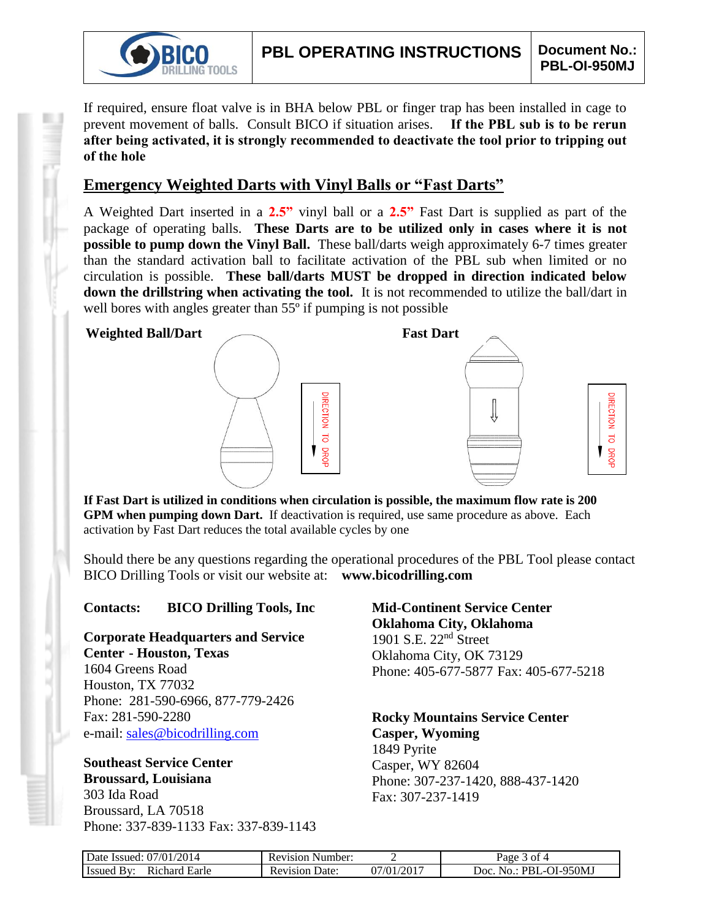If required, ensure float valve is in BHA below PBL or finger trap has been installed in cage to prevent movement of balls. Consult BICO if situation arises. **If the PBL sub is to be rerun after being activated, it is strongly recommended to deactivate the tool prior to tripping out of the hole**

## Emergency Weighted Darts with Vinyl Balls or "Fast Darts"

A Weighted Dart inserted in a **2.5"** vinyl ball or a **2.5"** Fast Dart is supplied as part of the package of operating balls. **These Darts are to be utilized only in cases where it is not possible to pump down the Vinyl Ball.** These ball/darts weigh approximately 6-7 times greater than the standard activation ball to facilitate activation of the PBL sub when limited or no circulation is possible. **These ball/darts MUST be dropped in direction indicated below down the drillstring when activating the tool.** It is not recommended to utilize the ball/dart in well bores with angles greater than 55º if pumping is not possible

**Weighted Ball/Dart**

DIRECTION TO DROP

**Fast Dart**

DIRECTION TO DROP

**If Fast Dart is utilized in conditions when circulation is possible, the maximum flow rate is 200 GPM when pumping down Dart.** If deactivation is required, use same procedure as above. Each activation by Fast Dart reduces the total available cycles by one

Should there be any questions regarding the operational procedures of the PBL Tool please contact BICO Drilling Tools or visit our website at: **www.bicodrilling.com**

**Contacts: BICO Drilling Tools, Inc**

**Corporate Headquarters and Service Center - Houston, Texas**
1604 Greens Road
Houston, TX 77032
Phone: 281-590-6966, 877-779-2426
Fax: 281-590-2280
e-mail: sales@bicodrilling.com

**Southeast Service Center**
**Broussard, Louisiana**
303 Ida Road
Broussard, LA 70518
Phone: 337-839-1133 Fax: 337-839-1143

**Mid-Continent Service Center**
**Oklahoma City, Oklahoma**
1901 S.E. 22nd Street
Oklahoma City, OK 73129
Phone: 405-677-5877 Fax: 405-677-5218

**Rocky Mountains Service Center**
**Casper, Wyoming**
1849 Pyrite
Casper, WY 82604
Phone: 307-237-1420, 888-437-1420
Fax: 307-237-1419

| Date Issued: 07/01/2014 | Revision Number: 2 | Page 3 of 4 |
|---|---|---|
| Issued By: Richard Earle | Revision Date: 07/01/2017 | Doc. No.: PBL-OI-950MJ |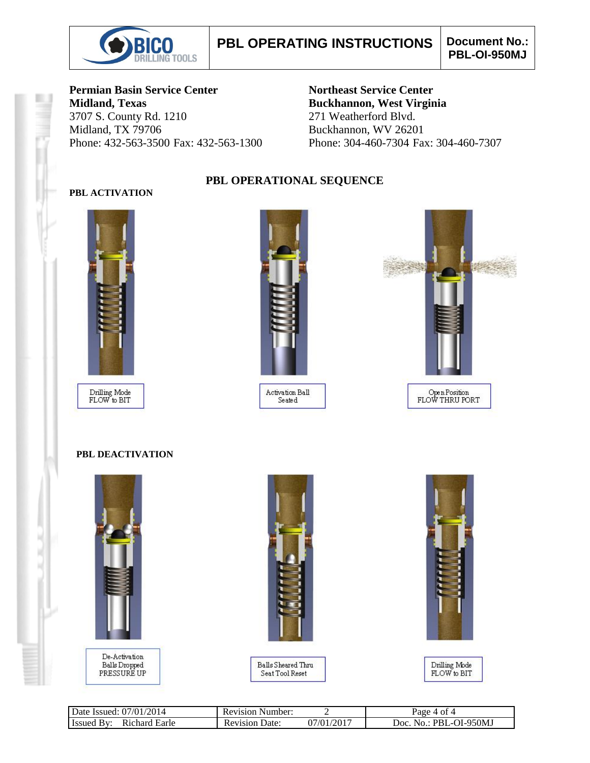**Permian Basin Service Center**
**Midland, Texas**
3707 S. County Rd. 1210
Midland, TX 79706
Phone: 432-563-3500 Fax: 432-563-1300

**Northeast Service Center**
**Buckhannon, West Virginia**
271 Weatherford Blvd.
Buckhannon, WV 26201
Phone: 304-460-7304 Fax: 304-460-7307

## PBL OPERATIONAL SEQUENCE

### PBL ACTIVATION

Drilling Mode
FLOW to BIT

Activation Ball
Seated

Open Position
FLOW THRU PORT

### PBL DEACTIVATION

De-Activation
Balls Dropped
PRESSURE UP

Balls Sheared Thru
Seat Tool Reset

Drilling Mode
FLOW to BIT

| | | | |
|---|---|---|---|
| Date Issued: 07/01/2014 | Revision Number: | 2 | Page 4 of 4 |
| Issued By: Richard Earle | Revision Date: | 07/01/2017 | Doc. No.: PBL-OI-950MJ |